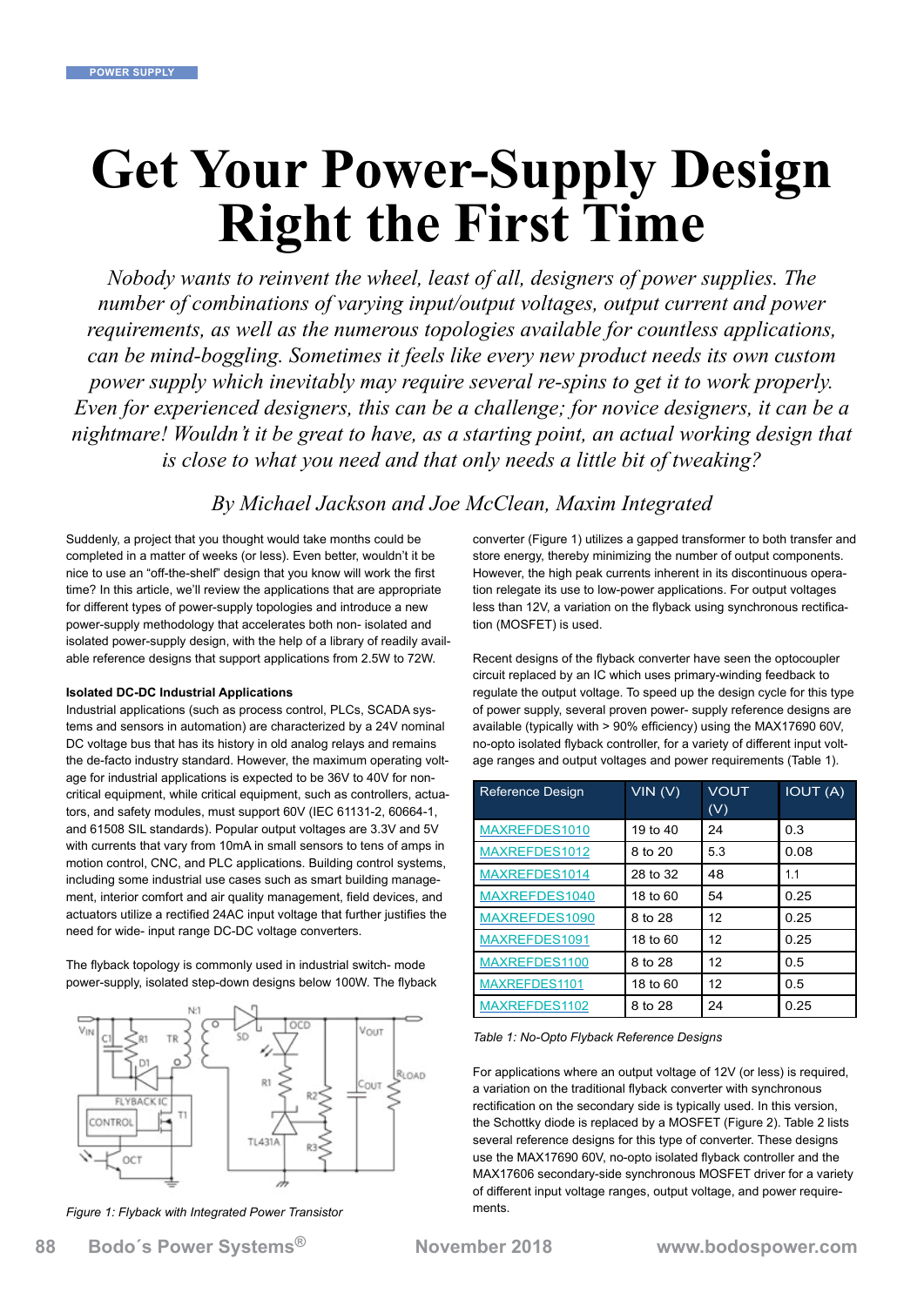# Get Your Power-Supply Design Right the First Time

*Nobody wants to reinvent the wheel, least of all, designers of power supplies. The number of combinations of varying input/output voltages, output current and power requirements, as well as the numerous topologies available for countless applications, can be mind-boggling. Sometimes it feels like every new product needs its own custom power supply which inevitably may require several re-spins to get it to work properly. Even for experienced designers, this can be a challenge; for novice designers, it can be a nightmare! Wouldn't it be great to have, as a starting point, an actual working design that is close to what you need and that only needs a little bit of tweaking?*

*By Michael Jackson and Joe McClean, Maxim Integrated*

Suddenly, a project that you thought would take months could be completed in a matter of weeks (or less). Even better, wouldn't it be nice to use an "off-the-shelf" design that you know will work the first time? In this article, we'll review the applications that are appropriate for different types of power-supply topologies and introduce a new power-supply methodology that accelerates both non- isolated and isolated power-supply design, with the help of a library of readily available reference designs that support applications from 2.5W to 72W.

**Isolated DC-DC Industrial Applications**

Industrial applications (such as process control, PLCs, SCADA systems and sensors in automation) are characterized by a 24V nominal DC voltage bus that has its history in old analog relays and remains the de-facto industry standard. However, the maximum operating voltage for industrial applications is expected to be 36V to 40V for non-critical equipment, while critical equipment, such as controllers, actuators, and safety modules, must support 60V (IEC 61131-2, 60664-1, and 61508 SIL standards). Popular output voltages are 3.3V and 5V with currents that vary from 10mA in small sensors to tens of amps in motion control, CNC, and PLC applications. Building control systems, including some industrial use cases such as smart building management, interior comfort and air quality management, field devices, and actuators utilize a rectified 24AC input voltage that further justifies the need for wide- input range DC-DC voltage converters.

The flyback topology is commonly used in industrial switch- mode power-supply, isolated step-down designs below 100W. The flyback converter (Figure 1) utilizes a gapped transformer to both transfer and store energy, thereby minimizing the number of output components. However, the high peak currents inherent in its discontinuous operation relegate its use to low-power applications. For output voltages less than 12V, a variation on the flyback using synchronous rectification (MOSFET) is used.

Figure 1: Flyback with Integrated Power Transistor

Recent designs of the flyback converter have seen the optocoupler circuit replaced by an IC which uses primary-winding feedback to regulate the output voltage. To speed up the design cycle for this type of power supply, several proven power- supply reference designs are available (typically with > 90% efficiency) using the MAX17690 60V, no-opto isolated flyback controller, for a variety of different input voltage ranges and output voltages and power requirements (Table 1).

| Reference Design | VIN (V) | VOUT (V) | IOUT (A) |
|---|---|---|---|
| MAXREFDES1010 | 19 to 40 | 24 | 0.3 |
| MAXREFDES1012 | 8 to 20 | 5.3 | 0.08 |
| MAXREFDES1014 | 28 to 32 | 48 | 1.1 |
| MAXREFDES1040 | 18 to 60 | 54 | 0.25 |
| MAXREFDES1090 | 8 to 28 | 12 | 0.25 |
| MAXREFDES1091 | 18 to 60 | 12 | 0.25 |
| MAXREFDES1100 | 8 to 28 | 12 | 0.5 |
| MAXREFDES1101 | 18 to 60 | 12 | 0.5 |
| MAXREFDES1102 | 8 to 28 | 24 | 0.25 |

*Table 1: No-Opto Flyback Reference Designs*

For applications where an output voltage of 12V (or less) is required, a variation on the traditional flyback converter with synchronous rectification on the secondary side is typically used. In this version, the Schottky diode is replaced by a MOSFET (Figure 2). Table 2 lists several reference designs for this type of converter. These designs use the MAX17690 60V, no-opto isolated flyback controller and the MAX17606 secondary-side synchronous MOSFET driver for a variety of different input voltage ranges, output voltage, and power requirements.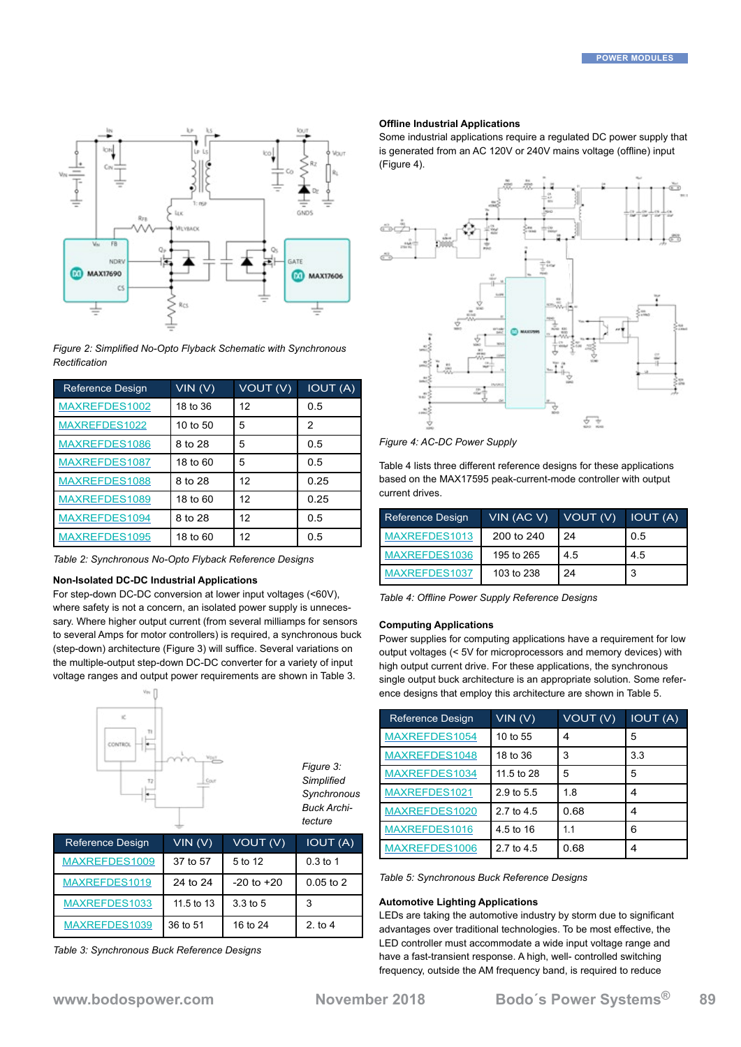*Figure 2: Simplified No-Opto Flyback Schematic with Synchronous Rectification*

| Reference Design | VIN (V) | VOUT (V) | IOUT (A) |
|---|---|---|---|
| MAXREFDES1002 | 18 to 36 | 12 | 0.5 |
| MAXREFDES1022 | 10 to 50 | 5 | 2 |
| MAXREFDES1086 | 8 to 28 | 5 | 0.5 |
| MAXREFDES1087 | 18 to 60 | 5 | 0.5 |
| MAXREFDES1088 | 8 to 28 | 12 | 0.25 |
| MAXREFDES1089 | 18 to 60 | 12 | 0.25 |
| MAXREFDES1094 | 8 to 28 | 12 | 0.5 |
| MAXREFDES1095 | 18 to 60 | 12 | 0.5 |

*Table 2: Synchronous No-Opto Flyback Reference Designs*

**Non-Isolated DC-DC Industrial Applications**

For step-down DC-DC conversion at lower input voltages (<60V), where safety is not a concern, an isolated power supply is unnecessary. Where higher output current (from several milliamps for sensors to several Amps for motor controllers) is required, a synchronous buck (step-down) architecture (Figure 3) will suffice. Several variations on the multiple-output step-down DC-DC converter for a variety of input voltage ranges and output power requirements are shown in Table 3.

*Figure 3: Simplified Synchronous Buck Architecture*

| Reference Design | VIN (V) | VOUT (V) | IOUT (A) |
|---|---|---|---|
| MAXREFDES1009 | 37 to 57 | 5 to 12 | 0.3 to 1 |
| MAXREFDES1019 | 24 to 24 | -20 to +20 | 0.05 to 2 |
| MAXREFDES1033 | 11.5 to 13 | 3.3 to 5 | 3 |
| MAXREFDES1039 | 36 to 51 | 16 to 24 | 2. to 4 |

*Table 3: Synchronous Buck Reference Designs*

**Offline Industrial Applications**

Some industrial applications require a regulated DC power supply that is generated from an AC 120V or 240V mains voltage (offline) input (Figure 4).

*Figure 4: AC-DC Power Supply*

Table 4 lists three different reference designs for these applications based on the MAX17595 peak-current-mode controller with output current drives.

| Reference Design | VIN (AC V) | VOUT (V) | IOUT (A) |
|---|---|---|---|
| MAXREFDES1013 | 200 to 240 | 24 | 0.5 |
| MAXREFDES1036 | 195 to 265 | 4.5 | 4.5 |
| MAXREFDES1037 | 103 to 238 | 24 | 3 |

*Table 4: Offline Power Supply Reference Designs*

**Computing Applications**

Power supplies for computing applications have a requirement for low output voltages (< 5V for microprocessors and memory devices) with high output current drive. For these applications, the synchronous single output buck architecture is an appropriate solution. Some reference designs that employ this architecture are shown in Table 5.

| Reference Design | VIN (V) | VOUT (V) | IOUT (A) |
|---|---|---|---|
| MAXREFDES1054 | 10 to 55 | 4 | 5 |
| MAXREFDES1048 | 18 to 36 | 3 | 3.3 |
| MAXREFDES1034 | 11.5 to 28 | 5 | 5 |
| MAXREFDES1021 | 2.9 to 5.5 | 1.8 | 4 |
| MAXREFDES1020 | 2.7 to 4.5 | 0.68 | 4 |
| MAXREFDES1016 | 4.5 to 16 | 1.1 | 6 |
| MAXREFDES1006 | 2.7 to 4.5 | 0.68 | 4 |

*Table 5: Synchronous Buck Reference Designs*

**Automotive Lighting Applications**

LEDs are taking the automotive industry by storm due to significant advantages over traditional technologies. To be most effective, the LED controller must accommodate a wide input voltage range and have a fast-transient response. A high, well- controlled switching frequency, outside the AM frequency band, is required to reduce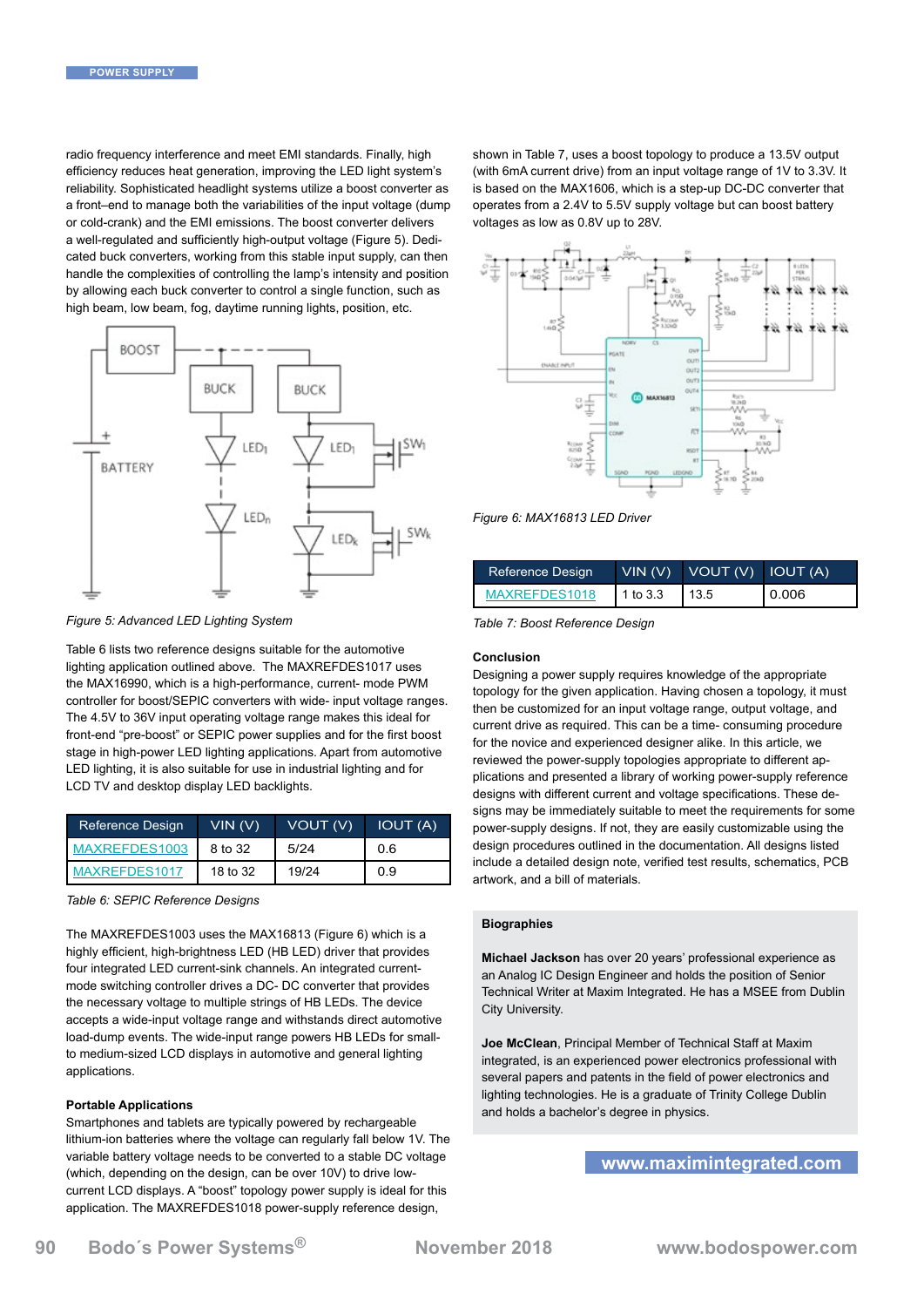radio frequency interference and meet EMI standards. Finally, high efficiency reduces heat generation, improving the LED light system's reliability. Sophisticated headlight systems utilize a boost converter as a front–end to manage both the variabilities of the input voltage (dump or cold-crank) and the EMI emissions. The boost converter delivers a well-regulated and sufficiently high-output voltage (Figure 5). Dedicated buck converters, working from this stable input supply, can then handle the complexities of controlling the lamp's intensity and position by allowing each buck converter to control a single function, such as high beam, low beam, fog, daytime running lights, position, etc.

BOOST
BUCK
BUCK
BATTERY
LED1
LED1
SW1
LEDn
LEDk
SWk

*Figure 5: Advanced LED Lighting System*

Table 6 lists two reference designs suitable for the automotive lighting application outlined above. The MAXREFDES1017 uses the MAX16990, which is a high-performance, current- mode PWM controller for boost/SEPIC converters with wide- input voltage ranges. The 4.5V to 36V input operating voltage range makes this ideal for front-end "pre-boost" or SEPIC power supplies and for the first boost stage in high-power LED lighting applications. Apart from automotive LED lighting, it is also suitable for use in industrial lighting and for LCD TV and desktop display LED backlights.

| Reference Design | VIN (V) | VOUT (V) | IOUT (A) |
|---|---|---|---|
| MAXREFDES1003 | 8 to 32 | 5/24 | 0.6 |
| MAXREFDES1017 | 18 to 32 | 19/24 | 0.9 |

*Table 6: SEPIC Reference Designs*

The MAXREFDES1003 uses the MAX16813 (Figure 6) which is a highly efficient, high-brightness LED (HB LED) driver that provides four integrated LED current-sink channels. An integrated current-mode switching controller drives a DC- DC converter that provides the necessary voltage to multiple strings of HB LEDs. The device accepts a wide-input voltage range and withstands direct automotive load-dump events. The wide-input range powers HB LEDs for small- to medium-sized LCD displays in automotive and general lighting applications.

**Portable Applications**

Smartphones and tablets are typically powered by rechargeable lithium-ion batteries where the voltage can regularly fall below 1V. The variable battery voltage needs to be converted to a stable DC voltage (which, depending on the design, can be over 10V) to drive low-current LCD displays. A "boost" topology power supply is ideal for this application. The MAXREFDES1018 power-supply reference design, shown in Table 7, uses a boost topology to produce a 13.5V output (with 6mA current drive) from an input voltage range of 1V to 3.3V. It is based on the MAX1606, which is a step-up DC-DC converter that operates from a 2.4V to 5.5V supply voltage but can boost battery voltages as low as 0.8V up to 28V.

MAX16813

*Figure 6: MAX16813 LED Driver*

| Reference Design | VIN (V) | VOUT (V) | IOUT (A) |
|---|---|---|---|
| MAXREFDES1018 | 1 to 3.3 | 13.5 | 0.006 |

*Table 7: Boost Reference Design*

**Conclusion**

Designing a power supply requires knowledge of the appropriate topology for the given application. Having chosen a topology, it must then be customized for an input voltage range, output voltage, and current drive as required. This can be a time- consuming procedure for the novice and experienced designer alike. In this article, we reviewed the power-supply topologies appropriate to different applications and presented a library of working power-supply reference designs with different current and voltage specifications. These designs may be immediately suitable to meet the requirements for some power-supply designs. If not, they are easily customizable using the design procedures outlined in the documentation. All designs listed include a detailed design note, verified test results, schematics, PCB artwork, and a bill of materials.

**Biographies**

**Michael Jackson** has over 20 years' professional experience as an Analog IC Design Engineer and holds the position of Senior Technical Writer at Maxim Integrated. He has a MSEE from Dublin City University.

**Joe McClean**, Principal Member of Technical Staff at Maxim integrated, is an experienced power electronics professional with several papers and patents in the field of power electronics and lighting technologies. He is a graduate of Trinity College Dublin and holds a bachelor's degree in physics.

**www.maximintegrated.com**